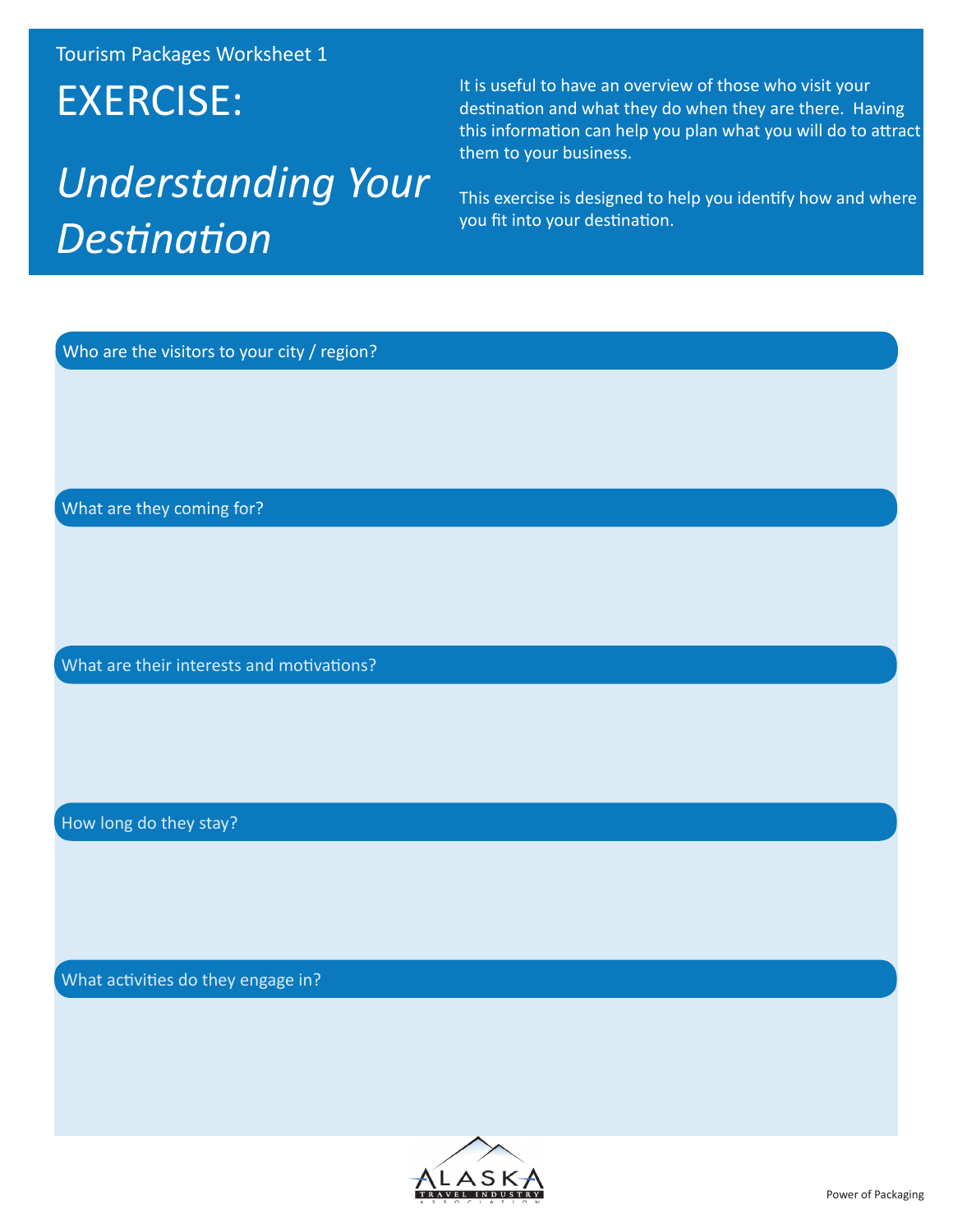Tourism Packages Worksheet 1

# EXERCISE:

# *Understanding Your Destination*

It is useful to have an overview of those who visit your destination and what they do when they are there. Having this information can help you plan what you will do to attract them to your business.

This exercise is designed to help you identify how and where you fit into your destination.

### Who are the visitors to your city / region?

### What are they coming for?

### What are their interests and motivations?

### How long do they stay?

### What activities do they engage in?

ALASKA TRAVEL INDUSTRY ASSOCIATION

Power of Packaging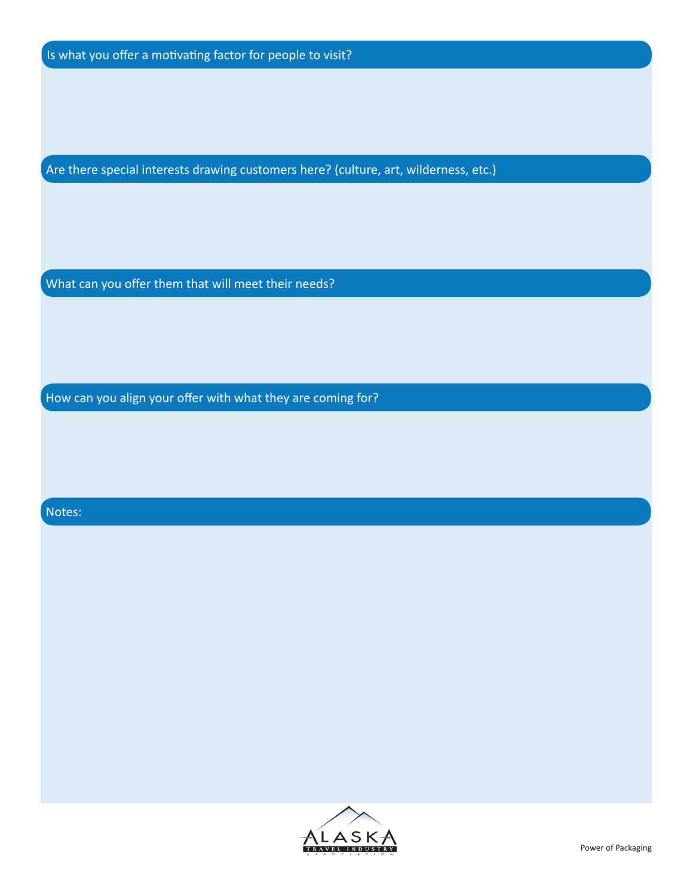Is what you offer a motivating factor for people to visit?

Are there special interests drawing customers here? (culture, art, wilderness, etc.)

What can you offer them that will meet their needs?

How can you align your offer with what they are coming for?

Notes: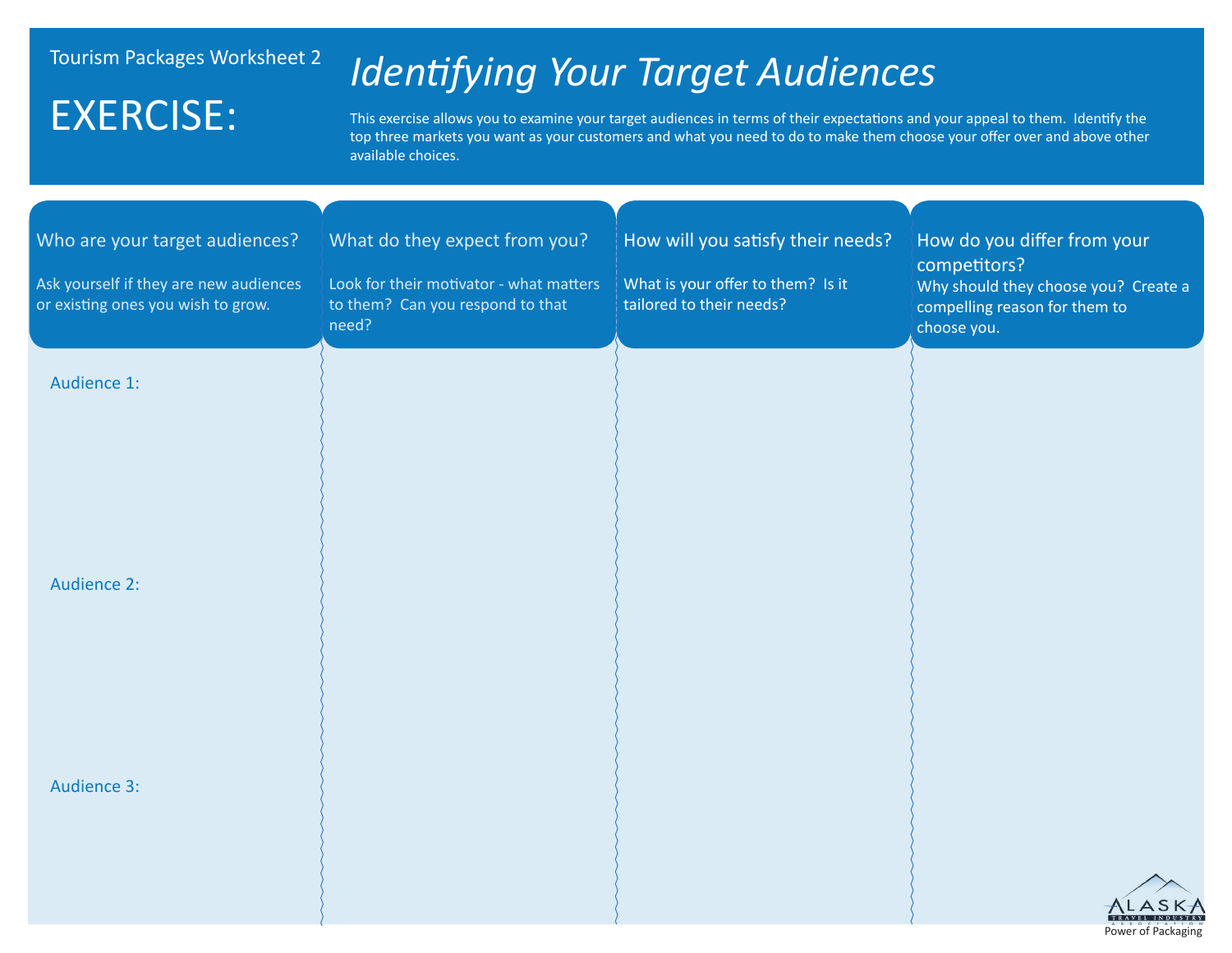Tourism Packages Worksheet 2

# EXERCISE:

## *Identifying Your Target Audiences*

This exercise allows you to examine your target audiences in terms of their expectations and your appeal to them. Identify the top three markets you want as your customers and what you need to do to make them choose your offer over and above other available choices.

| Who are your target audiences? Ask yourself if they are new audiences or existing ones you wish to grow. | What do they expect from you? Look for their motivator - what matters to them? Can you respond to that need? | How will you satisfy their needs? What is your offer to them? Is it tailored to their needs? | How do you differ from your competitors? Why should they choose you? Create a compelling reason for them to choose you. |
| --- | --- | --- | --- |
| Audience 1: | | | |
| Audience 2: | | | |
| Audience 3: | | | |

Alaska Travel Industry Association
Power of Packaging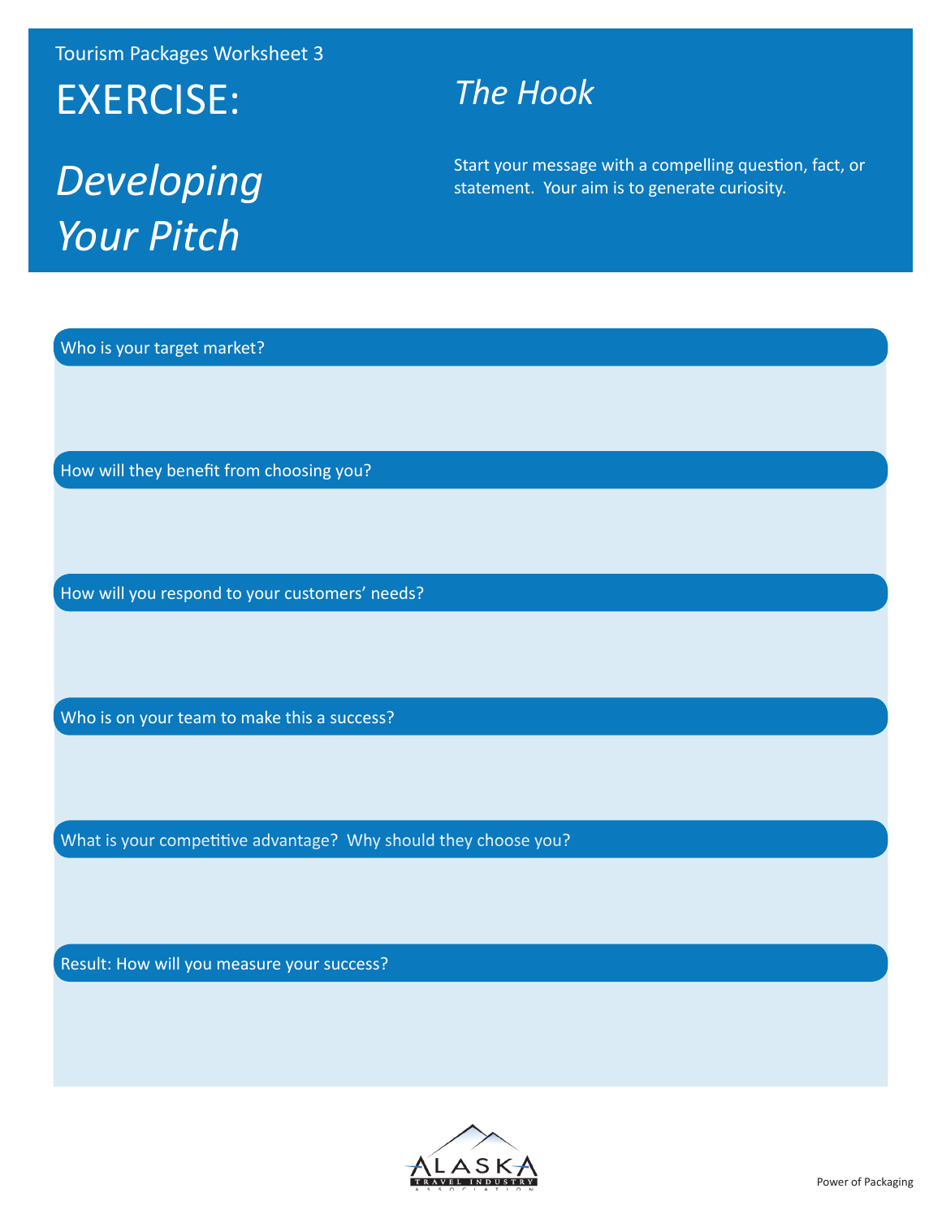Tourism Packages Worksheet 3

# EXERCISE:

# *Developing Your Pitch*

## *The Hook*

Start your message with a compelling question, fact, or statement. Your aim is to generate curiosity.

Who is your target market?

How will they benefit from choosing you?

How will you respond to your customers' needs?

Who is on your team to make this a success?

What is your competitive advantage? Why should they choose you?

Result: How will you measure your success?

ALASKA TRAVEL INDUSTRY ASSOCIATION

Power of Packaging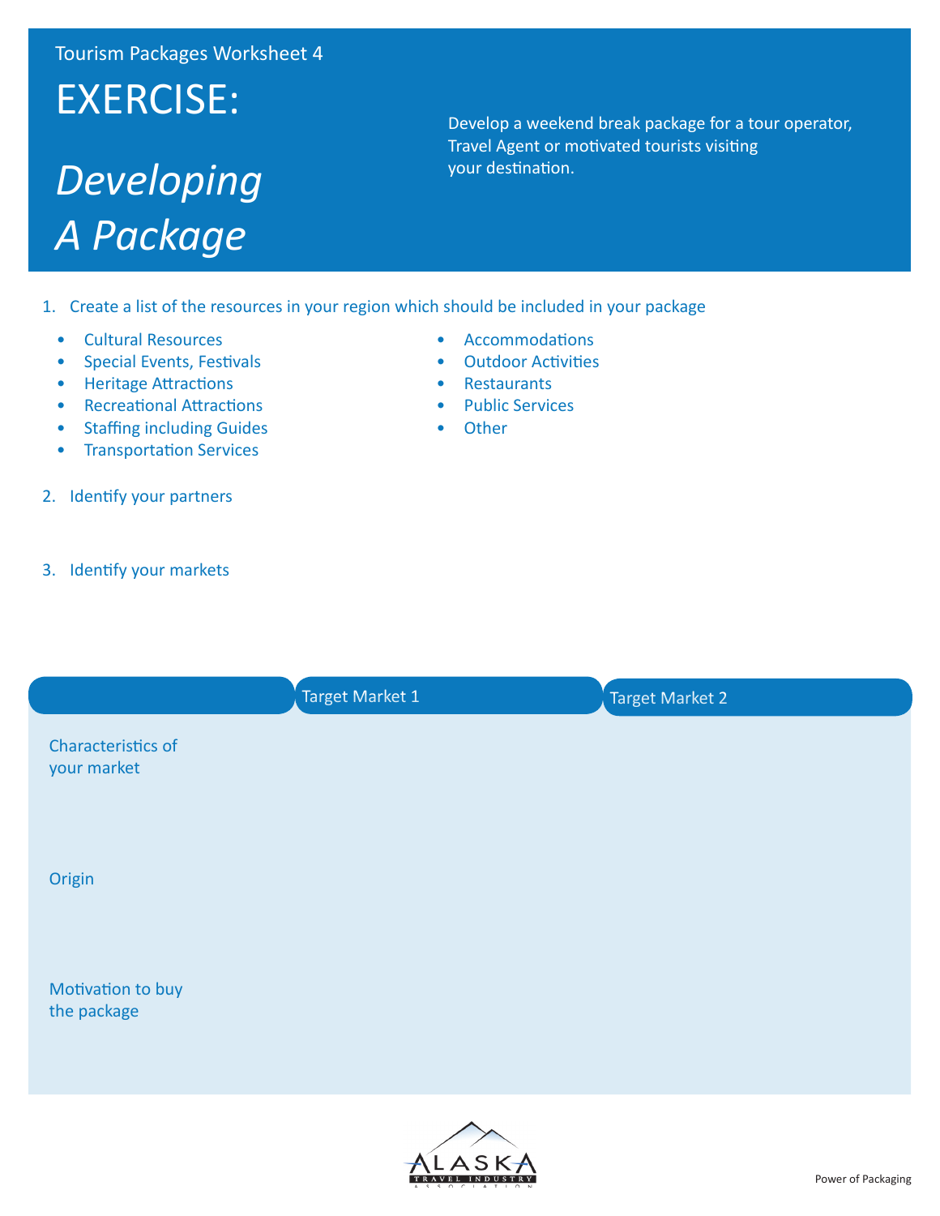Tourism Packages Worksheet 4

# EXERCISE:

# *Developing A Package*

Develop a weekend break package for a tour operator, Travel Agent or motivated tourists visiting your destination.

1. Create a list of the resources in your region which should be included in your package
   - Cultural Resources
   - Special Events, Festivals
   - Heritage Attractions
   - Recreational Attractions
   - Staffing including Guides
   - Transportation Services
   - Accommodations
   - Outdoor Activities
   - Restaurants
   - Public Services
   - Other

2. Identify your partners

3. Identify your markets

| | Target Market 1 | Target Market 2 |
|---|---|---|
| Characteristics of your market | | |
| Origin | | |
| Motivation to buy the package | | |

Power of Packaging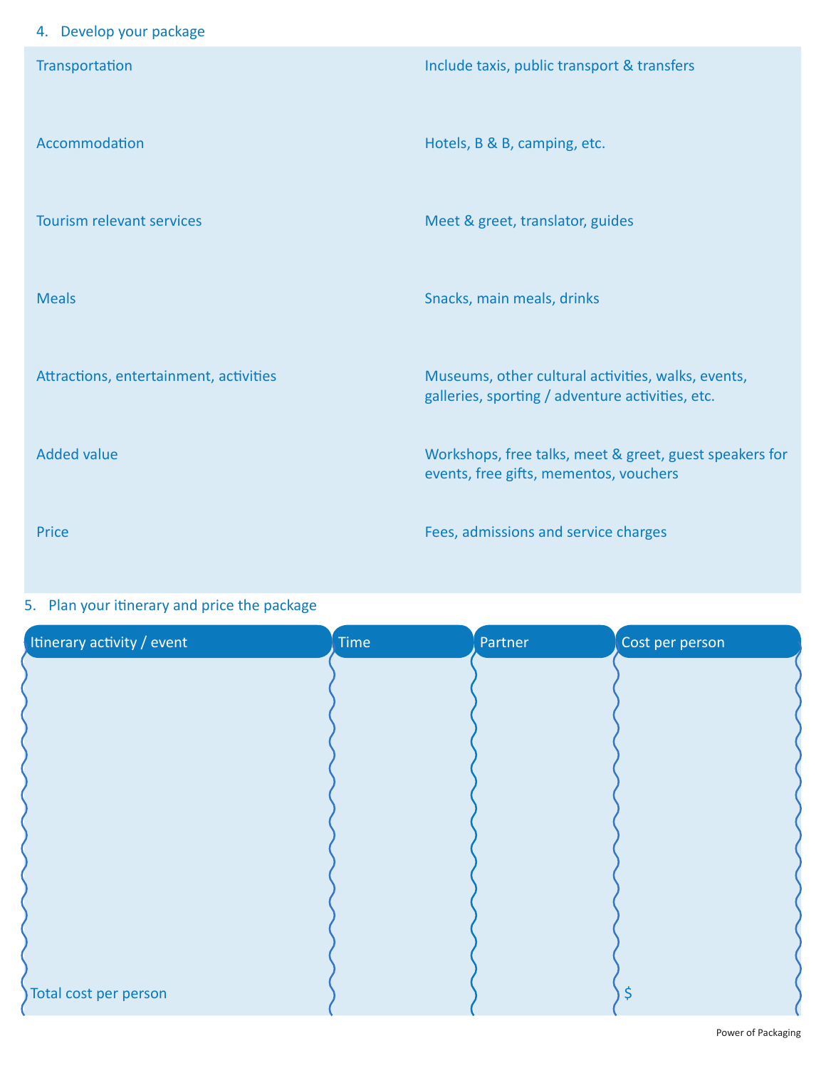## 4. Develop your package

| | |
|---|---|
| Transportation | Include taxis, public transport & transfers |
| Accommodation | Hotels, B & B, camping, etc. |
| Tourism relevant services | Meet & greet, translator, guides |
| Meals | Snacks, main meals, drinks |
| Attractions, entertainment, activities | Museums, other cultural activities, walks, events, galleries, sporting / adventure activities, etc. |
| Added value | Workshops, free talks, meet & greet, guest speakers for events, free gifts, mementos, vouchers |
| Price | Fees, admissions and service charges |

## 5. Plan your itinerary and price the package

| Itinerary activity / event | Time | Partner | Cost per person |
|---|---|---|---|
| | | | |
| Total cost per person | | | $ |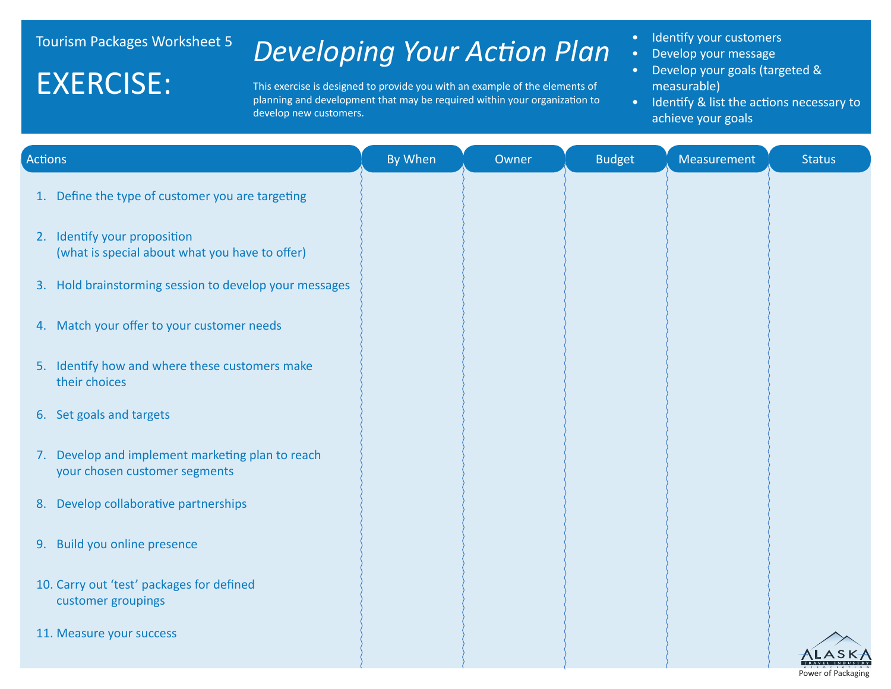Tourism Packages Worksheet 5

# EXERCISE:

## *Developing Your Action Plan*

This exercise is designed to provide you with an example of the elements of planning and development that may be required within your organization to develop new customers.

- Identify your customers
- Develop your message
- Develop your goals (targeted & measurable)
- Identify & list the actions necessary to achieve your goals

| Actions | By When | Owner | Budget | Measurement | Status |
|---|---|---|---|---|---|
| 1. Define the type of customer you are targeting | | | | | |
| 2. Identify your proposition (what is special about what you have to offer) | | | | | |
| 3. Hold brainstorming session to develop your messages | | | | | |
| 4. Match your offer to your customer needs | | | | | |
| 5. Identify how and where these customers make their choices | | | | | |
| 6. Set goals and targets | | | | | |
| 7. Develop and implement marketing plan to reach your chosen customer segments | | | | | |
| 8. Develop collaborative partnerships | | | | | |
| 9. Build you online presence | | | | | |
| 10. Carry out 'test' packages for defined customer groupings | | | | | |
| 11. Measure your success | | | | | |

ALASKA TRAVEL INDUSTRY ASSOCIATION

Power of Packaging